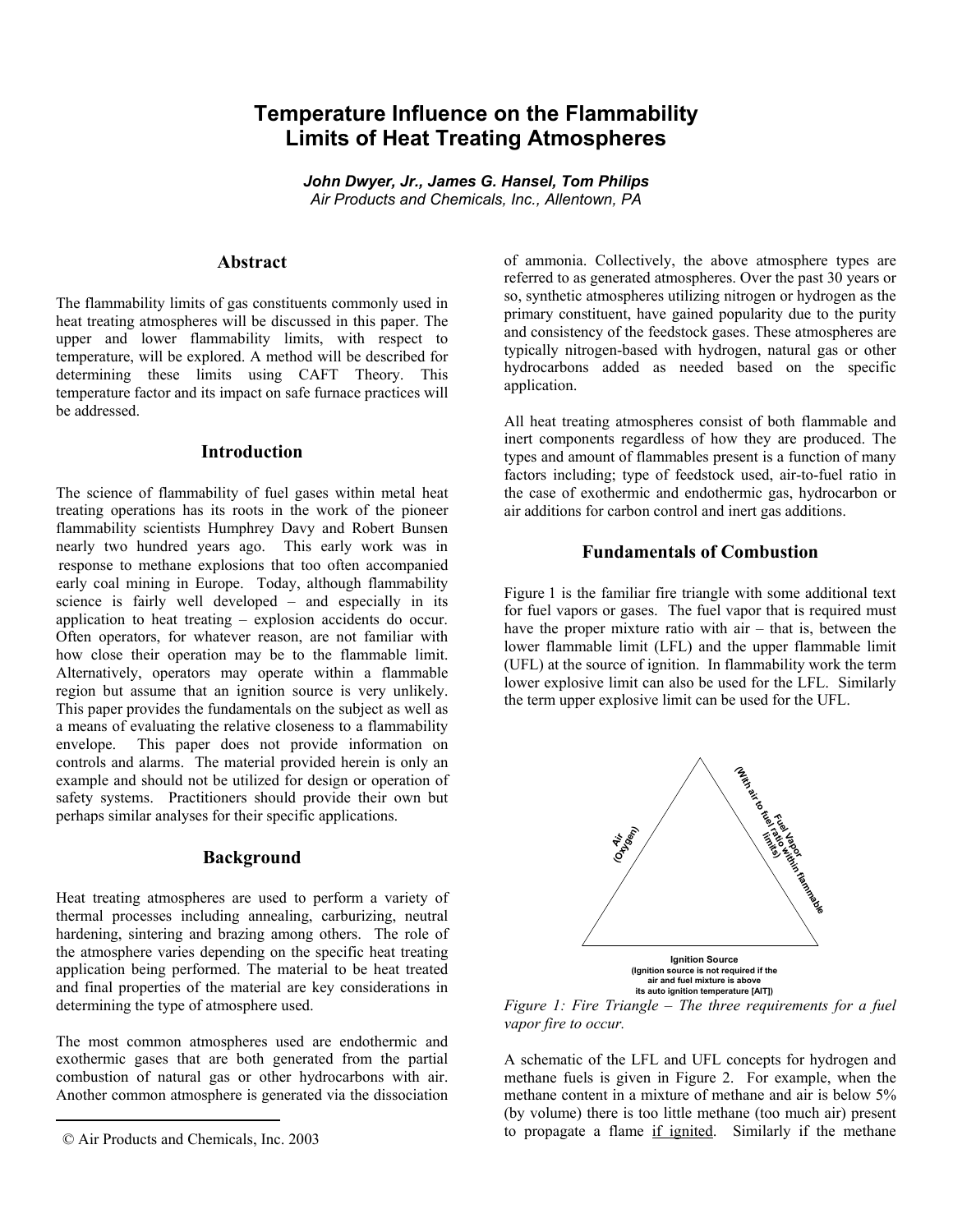# Temperature Influence on the Flammability Limits of Heat Treating Atmospheres

***John Dwyer, Jr., James G. Hansel, Tom Philips***
*Air Products and Chemicals, Inc., Allentown, PA*

## Abstract

The flammability limits of gas constituents commonly used in heat treating atmospheres will be discussed in this paper. The upper and lower flammability limits, with respect to temperature, will be explored. A method will be described for determining these limits using CAFT Theory. This temperature factor and its impact on safe furnace practices will be addressed.

## Introduction

The science of flammability of fuel gases within metal heat treating operations has its roots in the work of the pioneer flammability scientists Humphrey Davy and Robert Bunsen nearly two hundred years ago. This early work was in response to methane explosions that too often accompanied early coal mining in Europe. Today, although flammability science is fairly well developed – and especially in its application to heat treating – explosion accidents do occur. Often operators, for whatever reason, are not familiar with how close their operation may be to the flammable limit. Alternatively, operators may operate within a flammable region but assume that an ignition source is very unlikely. This paper provides the fundamentals on the subject as well as a means of evaluating the relative closeness to a flammability envelope. This paper does not provide information on controls and alarms. The material provided herein is only an example and should not be utilized for design or operation of safety systems. Practitioners should provide their own but perhaps similar analyses for their specific applications.

## Background

Heat treating atmospheres are used to perform a variety of thermal processes including annealing, carburizing, neutral hardening, sintering and brazing among others. The role of the atmosphere varies depending on the specific heat treating application being performed. The material to be heat treated and final properties of the material are key considerations in determining the type of atmosphere used.

The most common atmospheres used are endothermic and exothermic gases that are both generated from the partial combustion of natural gas or other hydrocarbons with air. Another common atmosphere is generated via the dissociation of ammonia. Collectively, the above atmosphere types are referred to as generated atmospheres. Over the past 30 years or so, synthetic atmospheres utilizing nitrogen or hydrogen as the primary constituent, have gained popularity due to the purity and consistency of the feedstock gases. These atmospheres are typically nitrogen-based with hydrogen, natural gas or other hydrocarbons added as needed based on the specific application.

All heat treating atmospheres consist of both flammable and inert components regardless of how they are produced. The types and amount of flammables present is a function of many factors including; type of feedstock used, air-to-fuel ratio in the case of exothermic and endothermic gas, hydrocarbon or air additions for carbon control and inert gas additions.

## Fundamentals of Combustion

Figure 1 is the familiar fire triangle with some additional text for fuel vapors or gases. The fuel vapor that is required must have the proper mixture ratio with air – that is, between the lower flammable limit (LFL) and the upper flammable limit (UFL) at the source of ignition. In flammability work the term lower explosive limit can also be used for the LFL. Similarly the term upper explosive limit can be used for the UFL.

Air (Oxygen)

Fuel Vapor (With air to fuel ratio within flammable limits)

**Ignition Source**
**(Ignition source is not required if the air and fuel mixture is above its auto ignition temperature [AIT])**

*Figure 1: Fire Triangle – The three requirements for a fuel vapor fire to occur.*

A schematic of the LFL and UFL concepts for hydrogen and methane fuels is given in Figure 2. For example, when the methane content in a mixture of methane and air is below 5% (by volume) there is too little methane (too much air) present to propagate a flame <u>if ignited</u>. Similarly if the methane

© Air Products and Chemicals, Inc. 2003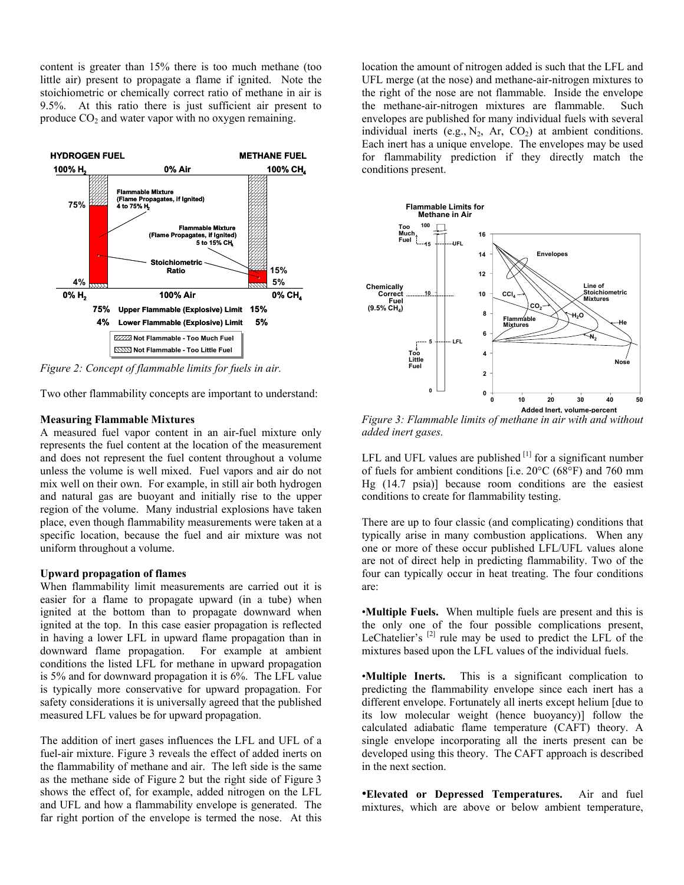content is greater than 15% there is too much methane (too little air) present to propagate a flame if ignited. Note the stoichiometric or chemically correct ratio of methane in air is 9.5%. At this ratio there is just sufficient air present to produce $CO_2$ and water vapor with no oxygen remaining.

*Figure 2: Concept of flammable limits for fuels in air.*

Two other flammability concepts are important to understand:

**Measuring Flammable Mixtures**

A measured fuel vapor content in an air-fuel mixture only represents the fuel content at the location of the measurement and does not represent the fuel content throughout a volume unless the volume is well mixed. Fuel vapors and air do not mix well on their own. For example, in still air both hydrogen and natural gas are buoyant and initially rise to the upper region of the volume. Many industrial explosions have taken place, even though flammability measurements were taken at a specific location, because the fuel and air mixture was not uniform throughout a volume.

**Upward propagation of flames**

When flammability limit measurements are carried out it is easier for a flame to propagate upward (in a tube) when ignited at the bottom than to propagate downward when ignited at the top. In this case easier propagation is reflected in having a lower LFL in upward flame propagation than in downward flame propagation. For example at ambient conditions the listed LFL for methane in upward propagation is 5% and for downward propagation it is 6%. The LFL value is typically more conservative for upward propagation. For safety considerations it is universally agreed that the published measured LFL values be for upward propagation.

The addition of inert gases influences the LFL and UFL of a fuel-air mixture. Figure 3 reveals the effect of added inerts on the flammability of methane and air. The left side is the same as the methane side of Figure 2 but the right side of Figure 3 shows the effect of, for example, added nitrogen on the LFL and UFL and how a flammability envelope is generated. The far right portion of the envelope is termed the nose. At this location the amount of nitrogen added is such that the LFL and UFL merge (at the nose) and methane-air-nitrogen mixtures to the right of the nose are not flammable. Inside the envelope the methane-air-nitrogen mixtures are flammable. Such envelopes are published for many individual fuels with several individual inerts (e.g., $N_2$, Ar, $CO_2$) at ambient conditions. Each inert has a unique envelope. The envelopes may be used for flammability prediction if they directly match the conditions present.

*Figure 3: Flammable limits of methane in air with and without added inert gases.*

LFL and UFL values are published [1] for a significant number of fuels for ambient conditions [i.e. 20°C (68°F) and 760 mm Hg (14.7 psia)] because room conditions are the easiest conditions to create for flammability testing.

There are up to four classic (and complicating) conditions that typically arise in many combustion applications. When any one or more of these occur published LFL/UFL values alone are not of direct help in predicting flammability. Two of the four can typically occur in heat treating. The four conditions are:

•**Multiple Fuels.** When multiple fuels are present and this is the only one of the four possible complications present, LeChatelier's [2] rule may be used to predict the LFL of the mixtures based upon the LFL values of the individual fuels.

•**Multiple Inerts.** This is a significant complication to predicting the flammability envelope since each inert has a different envelope. Fortunately all inerts except helium [due to its low molecular weight (hence buoyancy)] follow the calculated adiabatic flame temperature (CAFT) theory. A single envelope incorporating all the inerts present can be developed using this theory. The CAFT approach is described in the next section.

•**Elevated or Depressed Temperatures.** Air and fuel mixtures, which are above or below ambient temperature,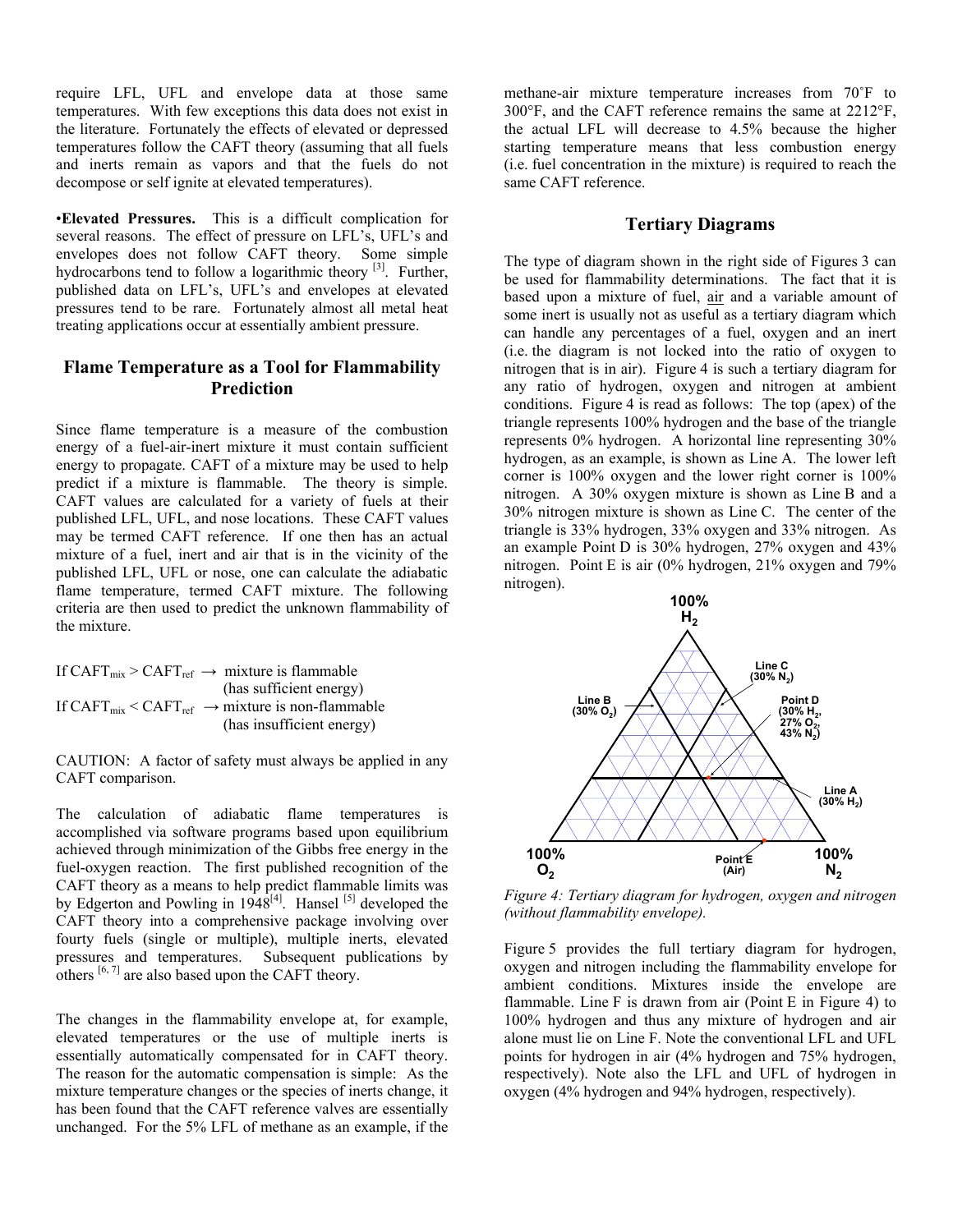require LFL, UFL and envelope data at those same temperatures. With few exceptions this data does not exist in the literature. Fortunately the effects of elevated or depressed temperatures follow the CAFT theory (assuming that all fuels and inerts remain as vapors and that the fuels do not decompose or self ignite at elevated temperatures).

•**Elevated Pressures.** This is a difficult complication for several reasons. The effect of pressure on LFL's, UFL's and envelopes does not follow CAFT theory. Some simple hydrocarbons tend to follow a logarithmic theory [3]. Further, published data on LFL's, UFL's and envelopes at elevated pressures tend to be rare. Fortunately almost all metal heat treating applications occur at essentially ambient pressure.

## Flame Temperature as a Tool for Flammability Prediction

Since flame temperature is a measure of the combustion energy of a fuel-air-inert mixture it must contain sufficient energy to propagate. CAFT of a mixture may be used to help predict if a mixture is flammable. The theory is simple. CAFT values are calculated for a variety of fuels at their published LFL, UFL, and nose locations. These CAFT values may be termed CAFT reference. If one then has an actual mixture of a fuel, inert and air that is in the vicinity of the published LFL, UFL or nose, one can calculate the adiabatic flame temperature, termed CAFT mixture. The following criteria are then used to predict the unknown flammability of the mixture.

If $CAFT_{mix} > CAFT_{ref}$ $\rightarrow$ mixture is flammable (has sufficient energy)
If $CAFT_{mix} < CAFT_{ref}$ $\rightarrow$ mixture is non-flammable (has insufficient energy)

CAUTION: A factor of safety must always be applied in any CAFT comparison.

The calculation of adiabatic flame temperatures is accomplished via software programs based upon equilibrium achieved through minimization of the Gibbs free energy in the fuel-oxygen reaction. The first published recognition of the CAFT theory as a means to help predict flammable limits was by Edgerton and Powling in 1948[4]. Hansel [5] developed the CAFT theory into a comprehensive package involving over fourty fuels (single or multiple), multiple inerts, elevated pressures and temperatures. Subsequent publications by others [6, 7] are also based upon the CAFT theory.

The changes in the flammability envelope at, for example, elevated temperatures or the use of multiple inerts is essentially automatically compensated for in CAFT theory. The reason for the automatic compensation is simple: As the mixture temperature changes or the species of inerts change, it has been found that the CAFT reference valves are essentially unchanged. For the 5% LFL of methane as an example, if the methane-air mixture temperature increases from 70˚F to 300°F, and the CAFT reference remains the same at 2212°F, the actual LFL will decrease to 4.5% because the higher starting temperature means that less combustion energy (i.e. fuel concentration in the mixture) is required to reach the same CAFT reference.

## Tertiary Diagrams

The type of diagram shown in the right side of Figures 3 can be used for flammability determinations. The fact that it is based upon a mixture of fuel, air and a variable amount of some inert is usually not as useful as a tertiary diagram which can handle any percentages of a fuel, oxygen and an inert (i.e. the diagram is not locked into the ratio of oxygen to nitrogen that is in air). Figure 4 is such a tertiary diagram for any ratio of hydrogen, oxygen and nitrogen at ambient conditions. Figure 4 is read as follows: The top (apex) of the triangle represents 100% hydrogen and the base of the triangle represents 0% hydrogen. A horizontal line representing 30% hydrogen, as an example, is shown as Line A. The lower left corner is 100% oxygen and the lower right corner is 100% nitrogen. A 30% oxygen mixture is shown as Line B and a 30% nitrogen mixture is shown as Line C. The center of the triangle is 33% hydrogen, 33% oxygen and 33% nitrogen. As an example Point D is 30% hydrogen, 27% oxygen and 43% nitrogen. Point E is air (0% hydrogen, 21% oxygen and 79% nitrogen).

*Figure 4: Tertiary diagram for hydrogen, oxygen and nitrogen (without flammability envelope).*

Figure 5 provides the full tertiary diagram for hydrogen, oxygen and nitrogen including the flammability envelope for ambient conditions. Mixtures inside the envelope are flammable. Line F is drawn from air (Point E in Figure 4) to 100% hydrogen and thus any mixture of hydrogen and air alone must lie on Line F. Note the conventional LFL and UFL points for hydrogen in air (4% hydrogen and 75% hydrogen, respectively). Note also the LFL and UFL of hydrogen in oxygen (4% hydrogen and 94% hydrogen, respectively).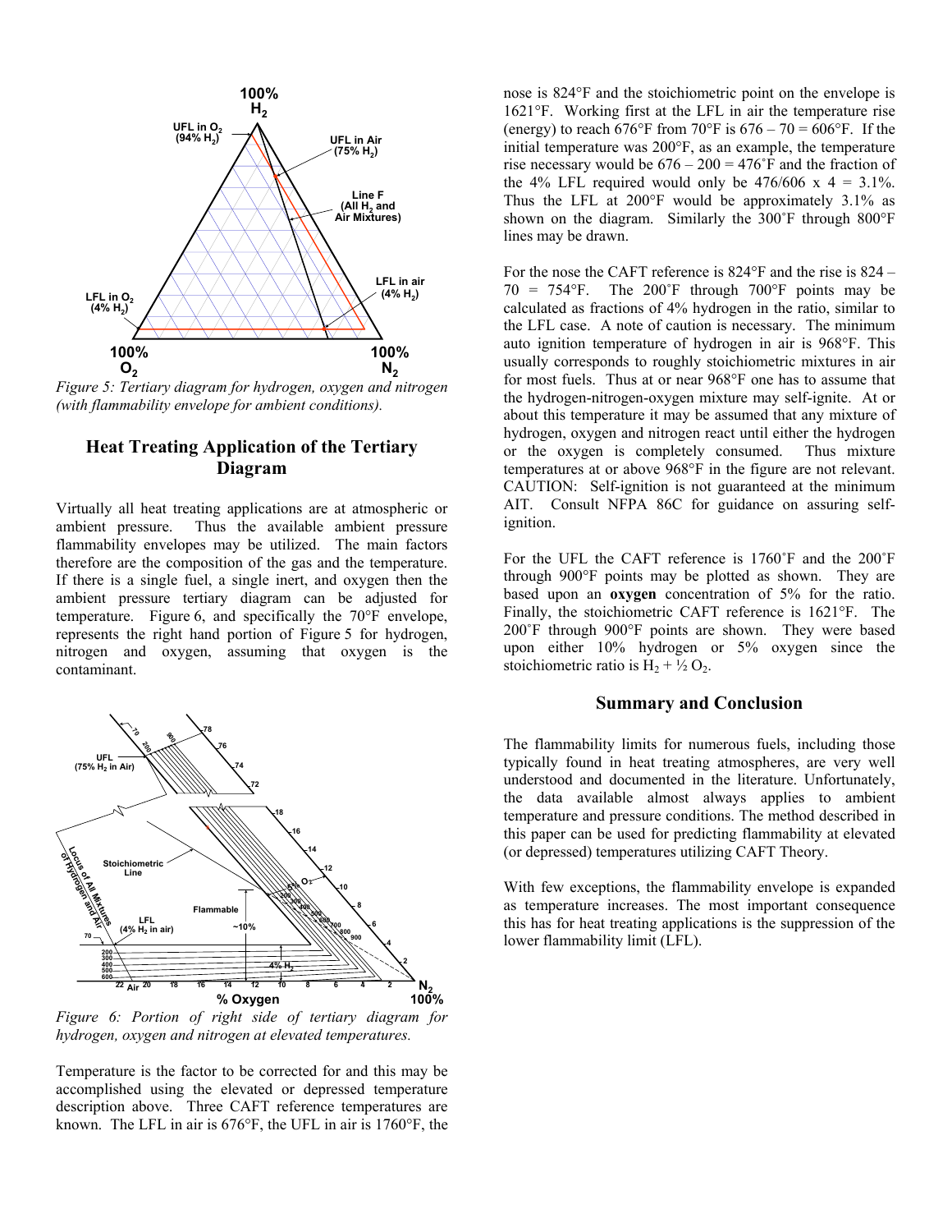*Figure 5: Tertiary diagram for hydrogen, oxygen and nitrogen (with flammability envelope for ambient conditions).*

## Heat Treating Application of the Tertiary Diagram

Virtually all heat treating applications are at atmospheric or ambient pressure. Thus the available ambient pressure flammability envelopes may be utilized. The main factors therefore are the composition of the gas and the temperature. If there is a single fuel, a single inert, and oxygen then the ambient pressure tertiary diagram can be adjusted for temperature. Figure 6, and specifically the 70°F envelope, represents the right hand portion of Figure 5 for hydrogen, nitrogen and oxygen, assuming that oxygen is the contaminant.

*Figure 6: Portion of right side of tertiary diagram for hydrogen, oxygen and nitrogen at elevated temperatures.*

Temperature is the factor to be corrected for and this may be accomplished using the elevated or depressed temperature description above. Three CAFT reference temperatures are known. The LFL in air is 676°F, the UFL in air is 1760°F, the nose is 824°F and the stoichiometric point on the envelope is 1621°F. Working first at the LFL in air the temperature rise (energy) to reach 676°F from 70°F is 676 – 70 = 606°F. If the initial temperature was 200°F, as an example, the temperature rise necessary would be 676 – 200 = 476˚F and the fraction of the 4% LFL required would only be 476/606 x 4 = 3.1%. Thus the LFL at 200°F would be approximately 3.1% as shown on the diagram. Similarly the 300˚F through 800°F lines may be drawn.

For the nose the CAFT reference is 824°F and the rise is 824 – 70 = 754°F. The 200˚F through 700°F points may be calculated as fractions of 4% hydrogen in the ratio, similar to the LFL case. A note of caution is necessary. The minimum auto ignition temperature of hydrogen in air is 968°F. This usually corresponds to roughly stoichiometric mixtures in air for most fuels. Thus at or near 968°F one has to assume that the hydrogen-nitrogen-oxygen mixture may self-ignite. At or about this temperature it may be assumed that any mixture of hydrogen, oxygen and nitrogen react until either the hydrogen or the oxygen is completely consumed. Thus mixture temperatures at or above 968°F in the figure are not relevant. CAUTION: Self-ignition is not guaranteed at the minimum AIT. Consult NFPA 86C for guidance on assuring self-ignition.

For the UFL the CAFT reference is 1760˚F and the 200˚F through 900°F points may be plotted as shown. They are based upon an **oxygen** concentration of 5% for the ratio. Finally, the stoichiometric CAFT reference is 1621°F. The 200˚ through 900°F points are shown. They were based upon either 10% hydrogen or 5% oxygen since the stoichiometric ratio is $H_2 + \frac{1}{2} O_2$.

## Summary and Conclusion

The flammability limits for numerous fuels, including those typically found in heat treating atmospheres, are very well understood and documented in the literature. Unfortunately, the data available almost always applies to ambient temperature and pressure conditions. The method described in this paper can be used for predicting flammability at elevated (or depressed) temperatures utilizing CAFT Theory.

With few exceptions, the flammability envelope is expanded as temperature increases. The most important consequence this has for heat treating applications is the suppression of the lower flammability limit (LFL).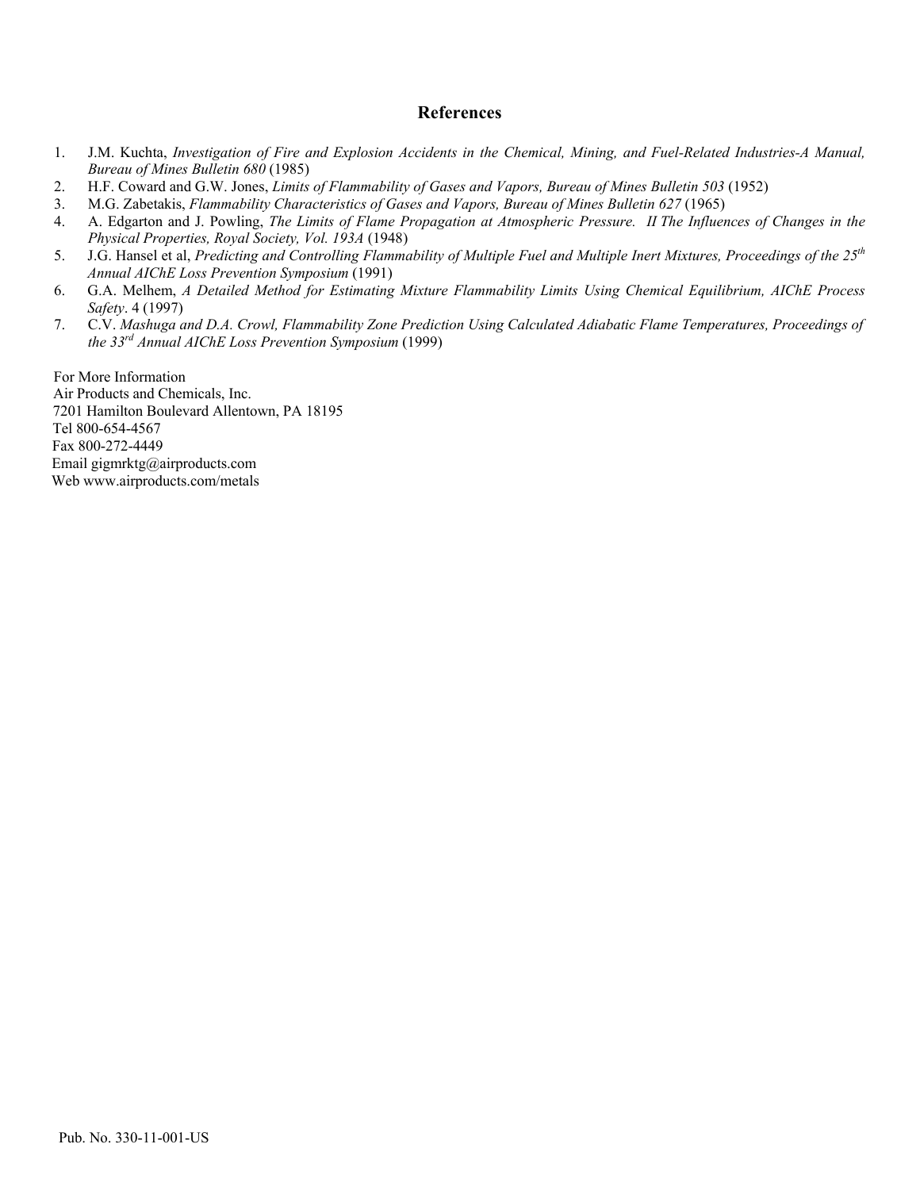## References

1. J.M. Kuchta, *Investigation of Fire and Explosion Accidents in the Chemical, Mining, and Fuel-Related Industries-A Manual, Bureau of Mines Bulletin 680* (1985)
2. H.F. Coward and G.W. Jones, *Limits of Flammability of Gases and Vapors, Bureau of Mines Bulletin 503* (1952)
3. M.G. Zabetakis, *Flammability Characteristics of Gases and Vapors, Bureau of Mines Bulletin 627* (1965)
4. A. Edgarton and J. Powling, *The Limits of Flame Propagation at Atmospheric Pressure. II The Influences of Changes in the Physical Properties, Royal Society, Vol. 193A* (1948)
5. J.G. Hansel et al, *Predicting and Controlling Flammability of Multiple Fuel and Multiple Inert Mixtures, Proceedings of the 25th Annual AIChE Loss Prevention Symposium* (1991)
6. G.A. Melhem, *A Detailed Method for Estimating Mixture Flammability Limits Using Chemical Equilibrium, AIChE Process Safety*. 4 (1997)
7. C.V. *Mashuga and D.A. Crowl, Flammability Zone Prediction Using Calculated Adiabatic Flame Temperatures, Proceedings of the 33rd Annual AIChE Loss Prevention Symposium* (1999)

For More Information
Air Products and Chemicals, Inc.
7201 Hamilton Boulevard Allentown, PA 18195
Tel 800-654-4567
Fax 800-272-4449
Email gigmrktg@airproducts.com
Web www.airproducts.com/metals

Pub. No. 330-11-001-US